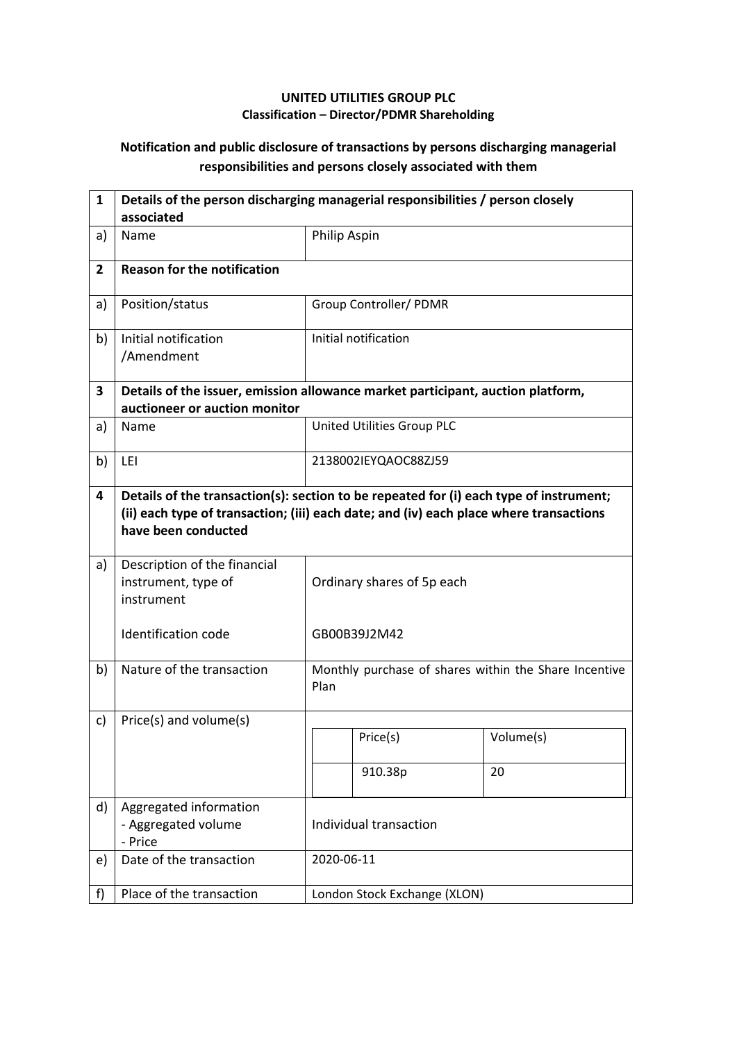**UNITED UTILITIES GROUP PLC**
**Classification – Director/PDMR Shareholding**

**Notification and public disclosure of transactions by persons discharging managerial responsibilities and persons closely associated with them**

| | | |
|---|---|---|
| **1** | **Details of the person discharging managerial responsibilities / person closely associated** | |
| a) | Name | Philip Aspin |
| **2** | **Reason for the notification** | |
| a) | Position/status | Group Controller/ PDMR |
| b) | Initial notification /Amendment | Initial notification |
| **3** | **Details of the issuer, emission allowance market participant, auction platform, auctioneer or auction monitor** | |
| a) | Name | United Utilities Group PLC |
| b) | LEI | 2138002IEYQAOC88ZJ59 |
| **4** | **Details of the transaction(s): section to be repeated for (i) each type of instrument; (ii) each type of transaction; (iii) each date; and (iv) each place where transactions have been conducted** | |
| a) | Description of the financial instrument, type of instrument<br><br>Identification code | Ordinary shares of 5p each<br><br>GB00B39J2M42 |
| b) | Nature of the transaction | Monthly purchase of shares within the Share Incentive Plan |
| c) | Price(s) and volume(s) | Price(s): 910.38p<br>Volume(s): 20 |
| d) | Aggregated information<br>- Aggregated volume<br>- Price | Individual transaction |
| e) | Date of the transaction | 2020-06-11 |
| f) | Place of the transaction | London Stock Exchange (XLON) |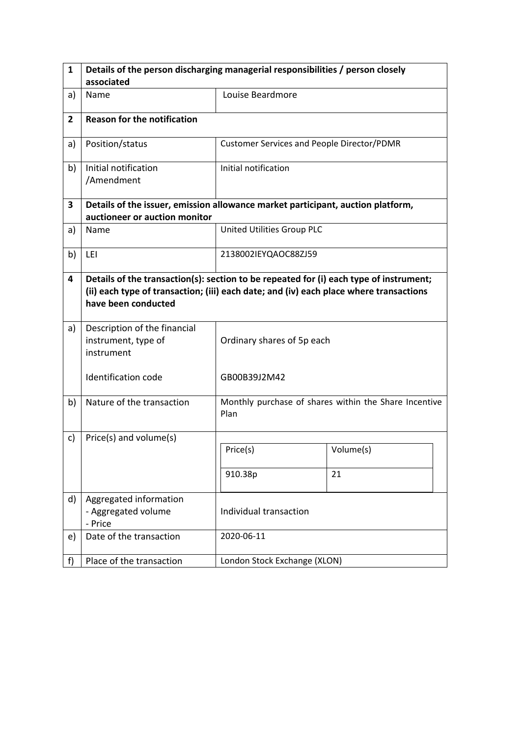| 1 | Details of the person discharging managerial responsibilities / person closely associated | |
|---|---|---|
| a) | Name | Louise Beardmore |
| **2** | **Reason for the notification** | |
| a) | Position/status | Customer Services and People Director/PDMR |
| b) | Initial notification /Amendment | Initial notification |
| **3** | **Details of the issuer, emission allowance market participant, auction platform, auctioneer or auction monitor** | |
| a) | Name | United Utilities Group PLC |
| b) | LEI | 2138002IEYQAOC88ZJ59 |
| **4** | **Details of the transaction(s): section to be repeated for (i) each type of instrument; (ii) each type of transaction; (iii) each date; and (iv) each place where transactions have been conducted** | |
| a) | Description of the financial instrument, type of instrument<br><br>Identification code | Ordinary shares of 5p each<br><br>GB00B39J2M42 |
| b) | Nature of the transaction | Monthly purchase of shares within the Share Incentive Plan |
| c) | Price(s) and volume(s) | Price(s): 910.38p — Volume(s): 21 |
| d) | Aggregated information<br>- Aggregated volume<br>- Price | Individual transaction |
| e) | Date of the transaction | 2020-06-11 |
| f) | Place of the transaction | London Stock Exchange (XLON) |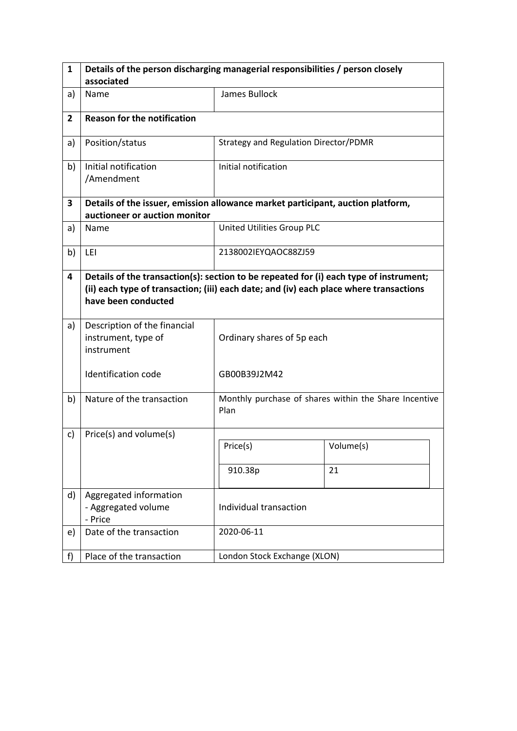| 1 | Details of the person discharging managerial responsibilities / person closely associated | |
|---|---|---|
| a) | Name | James Bullock |
| 2 | **Reason for the notification** | |
| a) | Position/status | Strategy and Regulation Director/PDMR |
| b) | Initial notification /Amendment | Initial notification |
| 3 | **Details of the issuer, emission allowance market participant, auction platform, auctioneer or auction monitor** | |
| a) | Name | United Utilities Group PLC |
| b) | LEI | 2138002IEYQAOC88ZJ59 |
| 4 | **Details of the transaction(s): section to be repeated for (i) each type of instrument; (ii) each type of transaction; (iii) each date; and (iv) each place where transactions have been conducted** | |
| a) | Description of the financial instrument, type of instrument<br><br>Identification code | Ordinary shares of 5p each<br><br>GB00B39J2M42 |
| b) | Nature of the transaction | Monthly purchase of shares within the Share Incentive Plan |
| c) | Price(s) and volume(s) | Price(s): 910.38p<br>Volume(s): 21 |
| d) | Aggregated information<br>- Aggregated volume<br>- Price | Individual transaction |
| e) | Date of the transaction | 2020-06-11 |
| f) | Place of the transaction | London Stock Exchange (XLON) |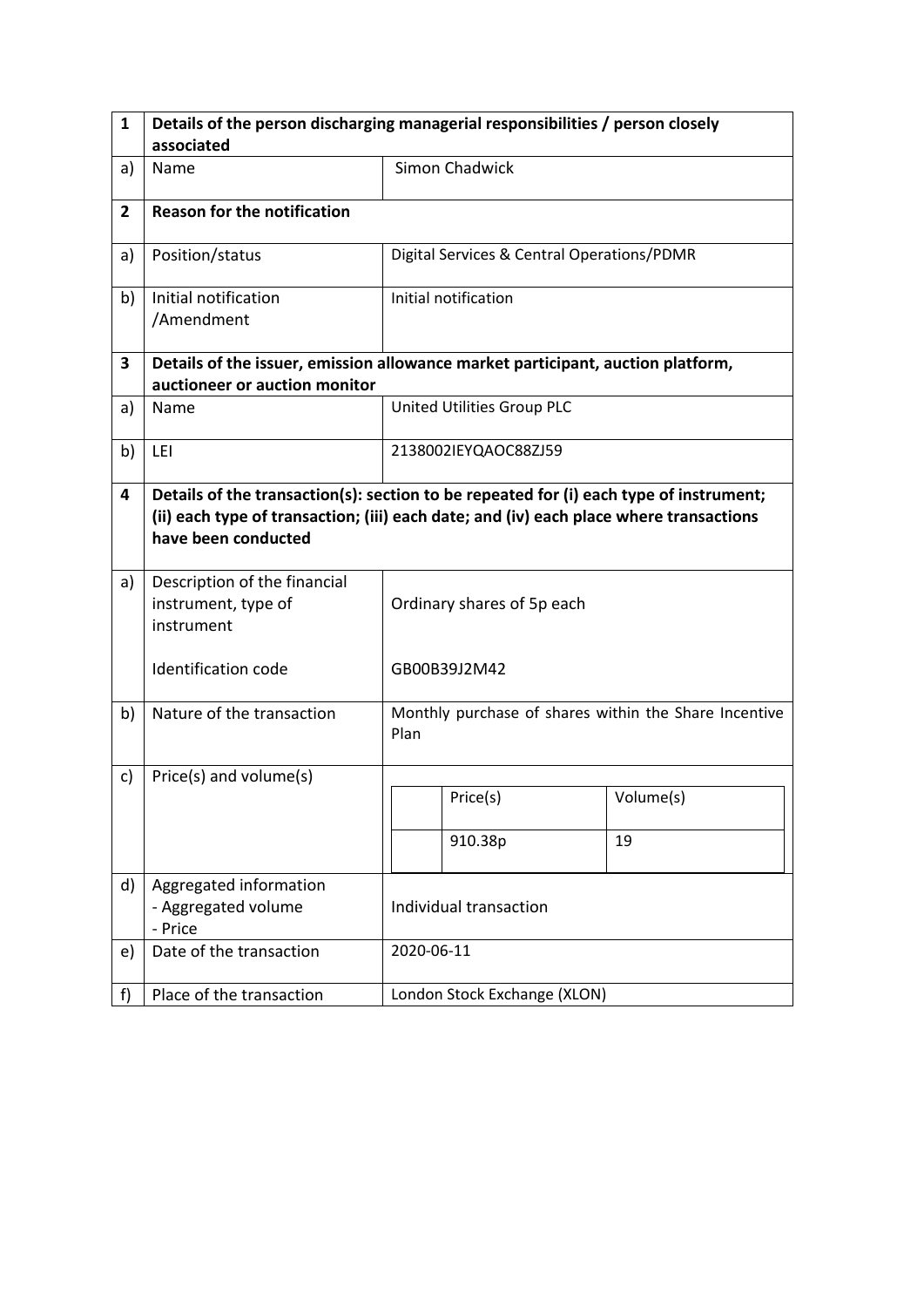| 1 | Details of the person discharging managerial responsibilities / person closely associated | |
|---|---|---|
| a) | Name | Simon Chadwick |
| **2** | **Reason for the notification** | |
| a) | Position/status | Digital Services & Central Operations/PDMR |
| b) | Initial notification /Amendment | Initial notification |
| **3** | **Details of the issuer, emission allowance market participant, auction platform, auctioneer or auction monitor** | |
| a) | Name | United Utilities Group PLC |
| b) | LEI | 2138002IEYQAOC88ZJ59 |
| **4** | **Details of the transaction(s): section to be repeated for (i) each type of instrument; (ii) each type of transaction; (iii) each date; and (iv) each place where transactions have been conducted** | |
| a) | Description of the financial instrument, type of instrument<br><br>Identification code | Ordinary shares of 5p each<br><br>GB00B39J2M42 |
| b) | Nature of the transaction | Monthly purchase of shares within the Share Incentive Plan |
| c) | Price(s) and volume(s) | Price(s): 910.38p; Volume(s): 19 |
| d) | Aggregated information<br>- Aggregated volume<br>- Price | Individual transaction |
| e) | Date of the transaction | 2020-06-11 |
| f) | Place of the transaction | London Stock Exchange (XLON) |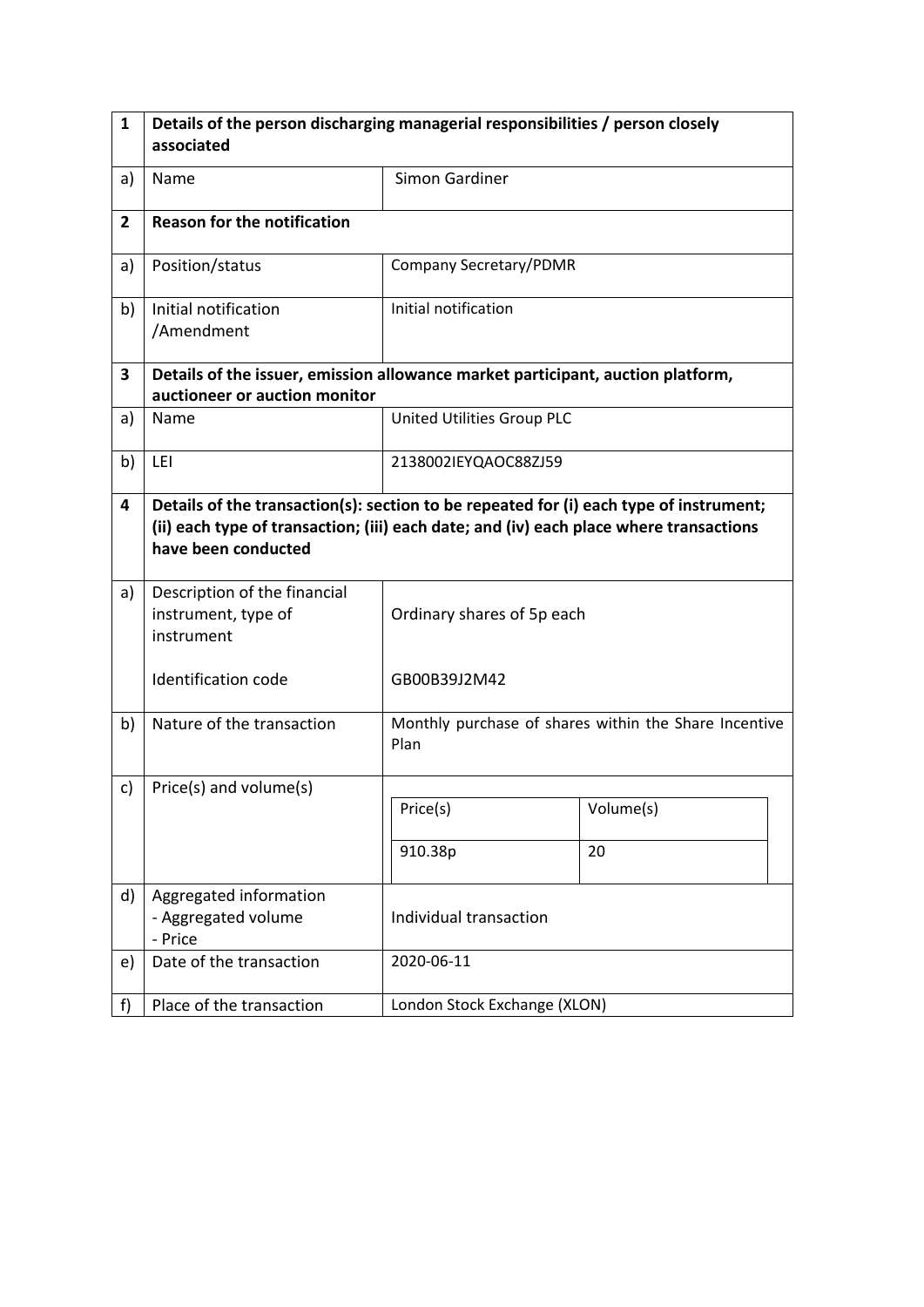| 1 | Details of the person discharging managerial responsibilities / person closely associated | |
|---|---|---|
| a) | Name | Simon Gardiner |
| **2** | **Reason for the notification** | |
| a) | Position/status | Company Secretary/PDMR |
| b) | Initial notification /Amendment | Initial notification |
| **3** | **Details of the issuer, emission allowance market participant, auction platform, auctioneer or auction monitor** | |
| a) | Name | United Utilities Group PLC |
| b) | LEI | 2138002IEYQAOC88ZJ59 |
| **4** | **Details of the transaction(s): section to be repeated for (i) each type of instrument; (ii) each type of transaction; (iii) each date; and (iv) each place where transactions have been conducted** | |
| a) | Description of the financial instrument, type of instrument<br><br>Identification code | Ordinary shares of 5p each<br><br>GB00B39J2M42 |
| b) | Nature of the transaction | Monthly purchase of shares within the Share Incentive Plan |
| c) | Price(s) and volume(s) | Price(s): 910.38p<br>Volume(s): 20 |
| d) | Aggregated information<br>- Aggregated volume<br>- Price | Individual transaction |
| e) | Date of the transaction | 2020-06-11 |
| f) | Place of the transaction | London Stock Exchange (XLON) |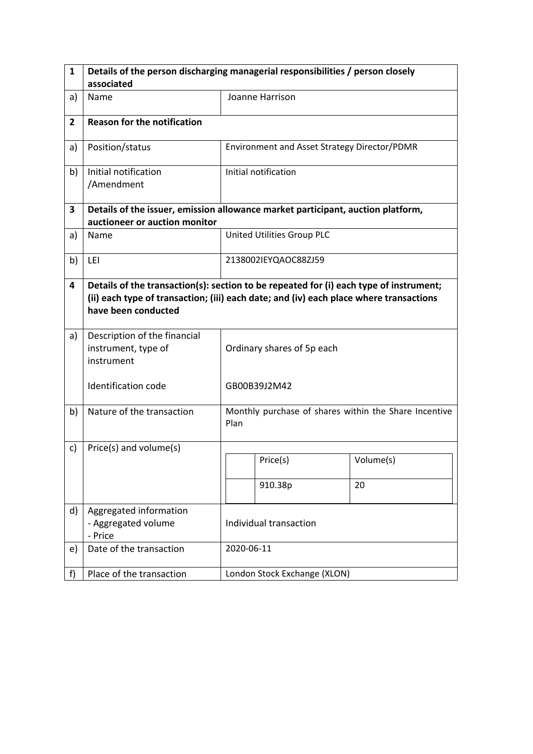| 1 | Details of the person discharging managerial responsibilities / person closely associated | |
|---|---|---|
| a) | Name | Joanne Harrison |
| **2** | **Reason for the notification** | |
| a) | Position/status | Environment and Asset Strategy Director/PDMR |
| b) | Initial notification /Amendment | Initial notification |
| **3** | **Details of the issuer, emission allowance market participant, auction platform, auctioneer or auction monitor** | |
| a) | Name | United Utilities Group PLC |
| b) | LEI | 2138002IEYQAOC88ZJ59 |
| **4** | **Details of the transaction(s): section to be repeated for (i) each type of instrument; (ii) each type of transaction; (iii) each date; and (iv) each place where transactions have been conducted** | |
| a) | Description of the financial instrument, type of instrument<br><br>Identification code | Ordinary shares of 5p each<br><br>GB00B39J2M42 |
| b) | Nature of the transaction | Monthly purchase of shares within the Share Incentive Plan |
| c) | Price(s) and volume(s) | Price(s): 910.38p<br>Volume(s): 20 |
| d) | Aggregated information<br>- Aggregated volume<br>- Price | Individual transaction |
| e) | Date of the transaction | 2020-06-11 |
| f) | Place of the transaction | London Stock Exchange (XLON) |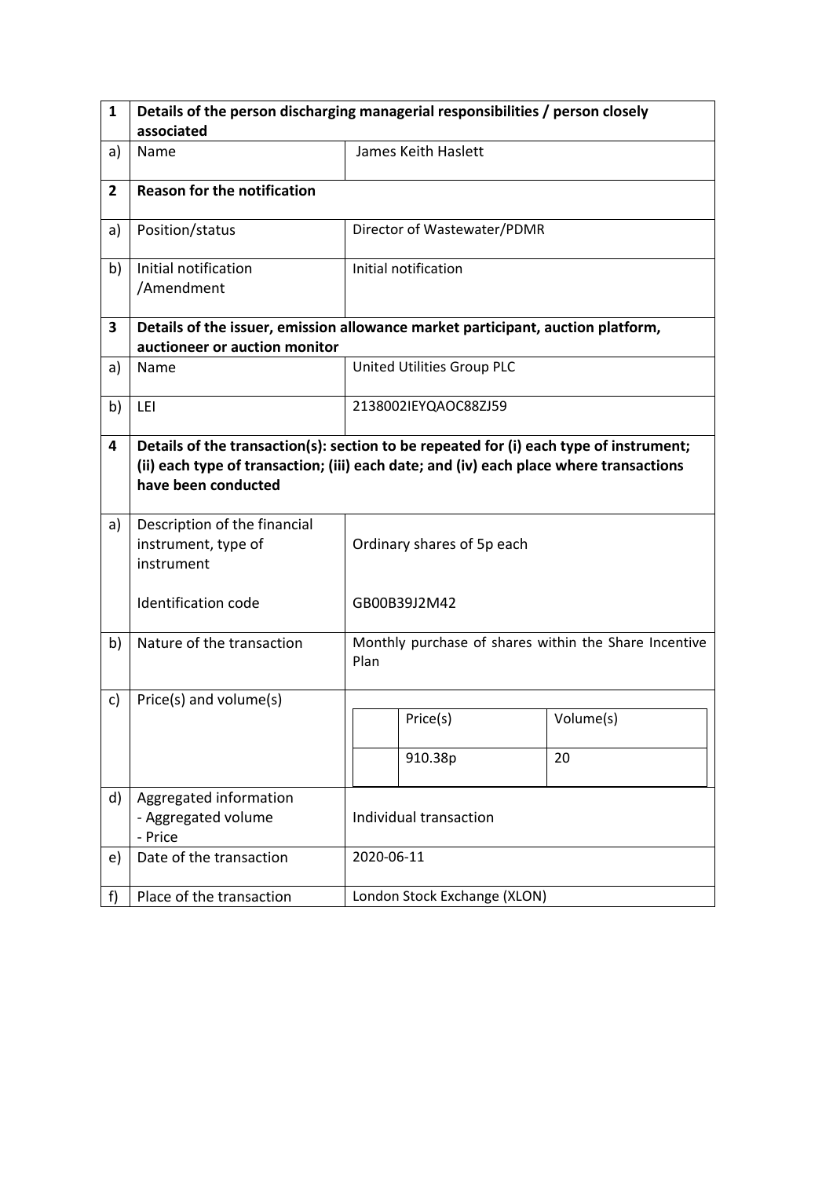| 1 | Details of the person discharging managerial responsibilities / person closely associated | |
|---|---|---|
| a) | Name | James Keith Haslett |
| **2** | **Reason for the notification** | |
| a) | Position/status | Director of Wastewater/PDMR |
| b) | Initial notification /Amendment | Initial notification |
| **3** | **Details of the issuer, emission allowance market participant, auction platform, auctioneer or auction monitor** | |
| a) | Name | United Utilities Group PLC |
| b) | LEI | 2138002IEYQAOC88ZJ59 |
| **4** | **Details of the transaction(s): section to be repeated for (i) each type of instrument; (ii) each type of transaction; (iii) each date; and (iv) each place where transactions have been conducted** | |
| a) | Description of the financial instrument, type of instrument<br><br>Identification code | Ordinary shares of 5p each<br><br>GB00B39J2M42 |
| b) | Nature of the transaction | Monthly purchase of shares within the Share Incentive Plan |
| c) | Price(s) and volume(s) | Price(s): 910.38p<br>Volume(s): 20 |
| d) | Aggregated information<br>- Aggregated volume<br>- Price | Individual transaction |
| e) | Date of the transaction | 2020-06-11 |
| f) | Place of the transaction | London Stock Exchange (XLON) |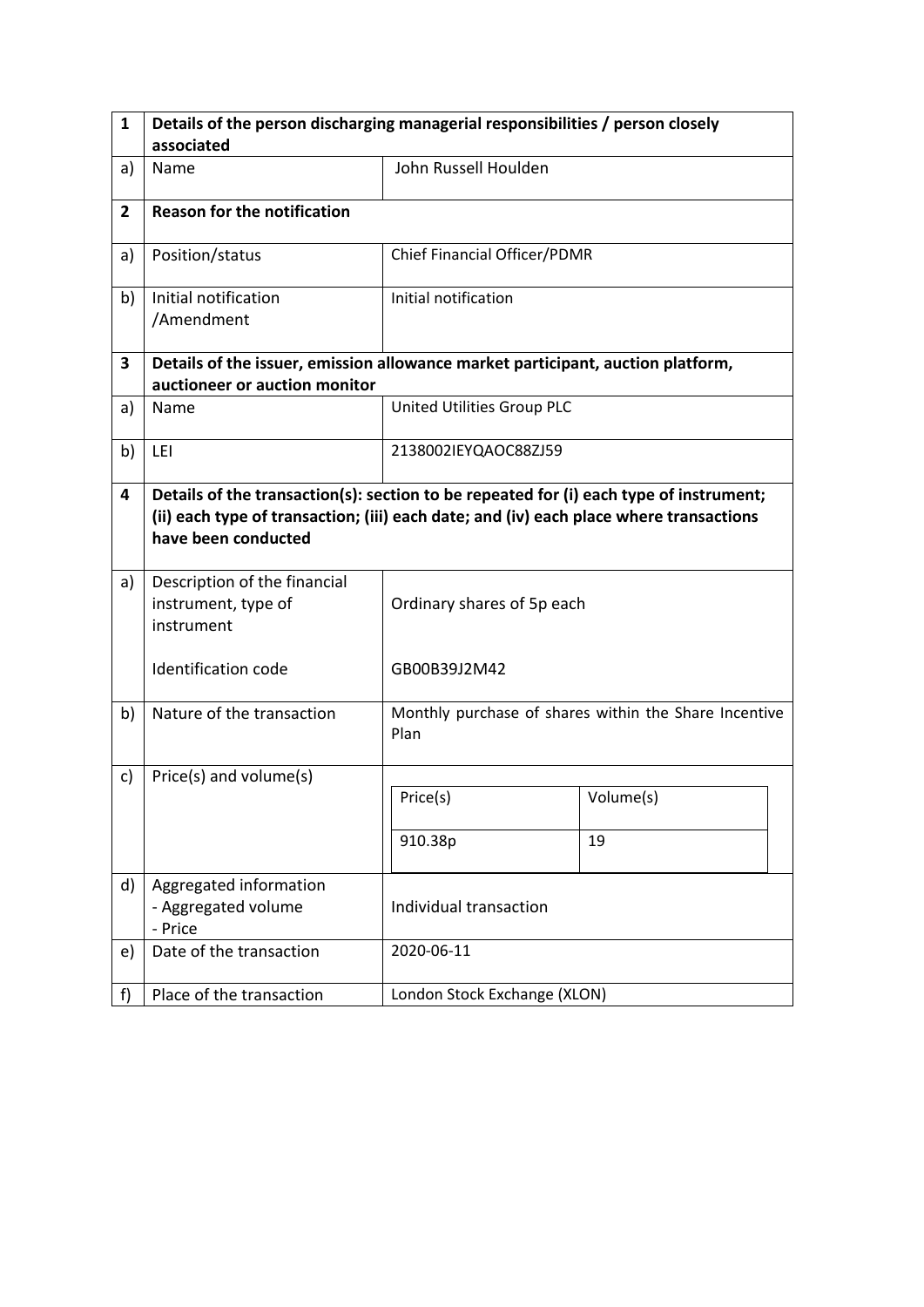| 1 | Details of the person discharging managerial responsibilities / person closely associated | |
|---|---|---|
| a) | Name | John Russell Houlden |
| **2** | **Reason for the notification** | |
| a) | Position/status | Chief Financial Officer/PDMR |
| b) | Initial notification /Amendment | Initial notification |
| **3** | **Details of the issuer, emission allowance market participant, auction platform, auctioneer or auction monitor** | |
| a) | Name | United Utilities Group PLC |
| b) | LEI | 2138002IEYQAOC88ZJ59 |
| **4** | **Details of the transaction(s): section to be repeated for (i) each type of instrument; (ii) each type of transaction; (iii) each date; and (iv) each place where transactions have been conducted** | |
| a) | Description of the financial instrument, type of instrument<br><br>Identification code | Ordinary shares of 5p each<br><br>GB00B39J2M42 |
| b) | Nature of the transaction | Monthly purchase of shares within the Share Incentive Plan |
| c) | Price(s) and volume(s) | Price(s): 910.38p<br>Volume(s): 19 |
| d) | Aggregated information<br>- Aggregated volume<br>- Price | Individual transaction |
| e) | Date of the transaction | 2020-06-11 |
| f) | Place of the transaction | London Stock Exchange (XLON) |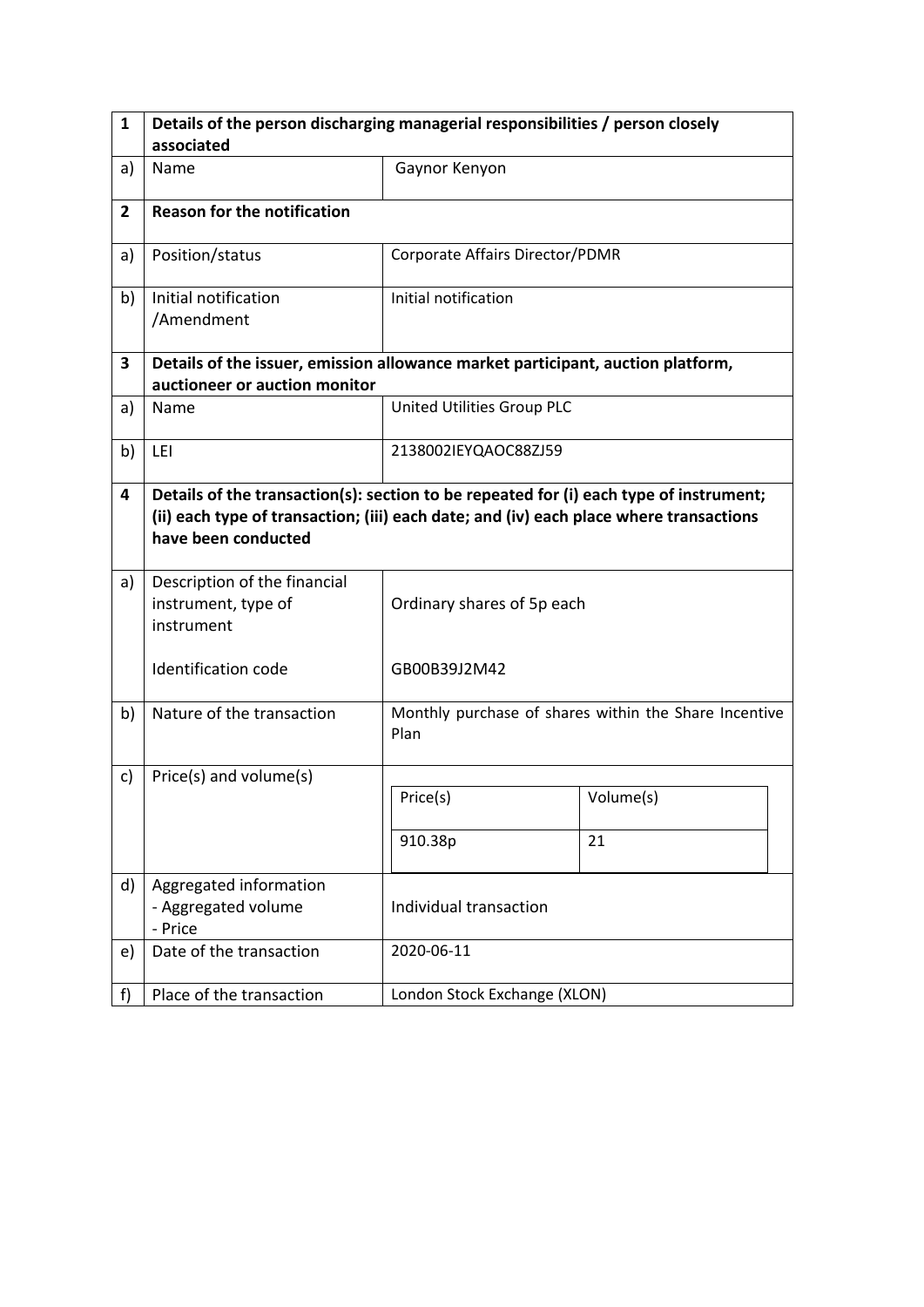| 1 | Details of the person discharging managerial responsibilities / person closely associated | |
|---|---|---|
| a) | Name | Gaynor Kenyon |
| 2 | **Reason for the notification** | |
| a) | Position/status | Corporate Affairs Director/PDMR |
| b) | Initial notification /Amendment | Initial notification |
| 3 | **Details of the issuer, emission allowance market participant, auction platform, auctioneer or auction monitor** | |
| a) | Name | United Utilities Group PLC |
| b) | LEI | 2138002IEYQAOC88ZJ59 |
| 4 | **Details of the transaction(s): section to be repeated for (i) each type of instrument; (ii) each type of transaction; (iii) each date; and (iv) each place where transactions have been conducted** | |
| a) | Description of the financial instrument, type of instrument<br><br>Identification code | Ordinary shares of 5p each<br><br>GB00B39J2M42 |
| b) | Nature of the transaction | Monthly purchase of shares within the Share Incentive Plan |
| c) | Price(s) and volume(s) | Price(s): 910.38p; Volume(s): 21 |
| d) | Aggregated information<br>- Aggregated volume<br>- Price | Individual transaction |
| e) | Date of the transaction | 2020-06-11 |
| f) | Place of the transaction | London Stock Exchange (XLON) |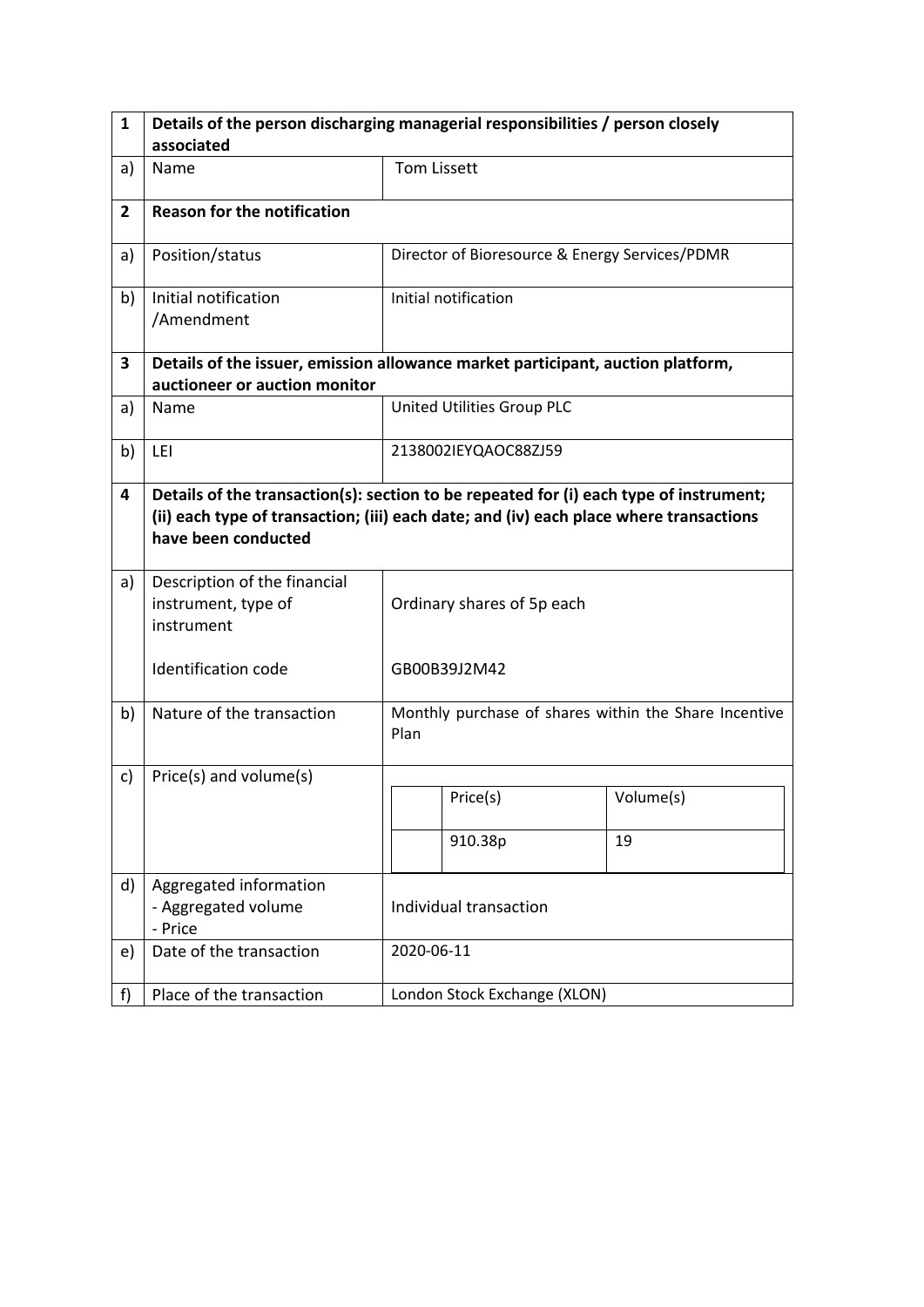| 1 | **Details of the person discharging managerial responsibilities / person closely associated** | |
|---|---|---|
| a) | Name | Tom Lissett |
| **2** | **Reason for the notification** | |
| a) | Position/status | Director of Bioresource & Energy Services/PDMR |
| b) | Initial notification /Amendment | Initial notification |
| **3** | **Details of the issuer, emission allowance market participant, auction platform, auctioneer or auction monitor** | |
| a) | Name | United Utilities Group PLC |
| b) | LEI | 2138002IEYQAOC88ZJ59 |
| **4** | **Details of the transaction(s): section to be repeated for (i) each type of instrument; (ii) each type of transaction; (iii) each date; and (iv) each place where transactions have been conducted** | |
| a) | Description of the financial instrument, type of instrument<br><br>Identification code | Ordinary shares of 5p each<br><br>GB00B39J2M42 |
| b) | Nature of the transaction | Monthly purchase of shares within the Share Incentive Plan |
| c) | Price(s) and volume(s) | Price(s): 910.38p — Volume(s): 19 |
| d) | Aggregated information<br>- Aggregated volume<br>- Price | Individual transaction |
| e) | Date of the transaction | 2020-06-11 |
| f) | Place of the transaction | London Stock Exchange (XLON) |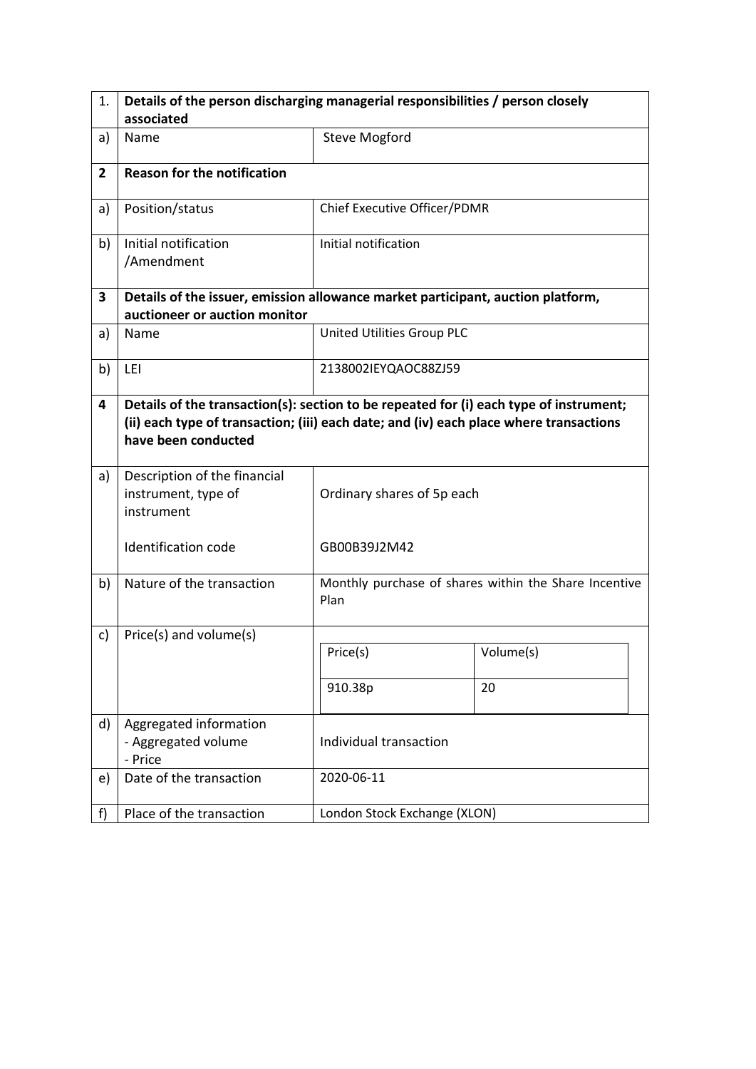| 1. | **Details of the person discharging managerial responsibilities / person closely associated** | |
|---|---|---|
| a) | Name | Steve Mogford |
| **2** | **Reason for the notification** | |
| a) | Position/status | Chief Executive Officer/PDMR |
| b) | Initial notification /Amendment | Initial notification |
| **3** | **Details of the issuer, emission allowance market participant, auction platform, auctioneer or auction monitor** | |
| a) | Name | United Utilities Group PLC |
| b) | LEI | 2138002IEYQAOC88ZJ59 |
| **4** | **Details of the transaction(s): section to be repeated for (i) each type of instrument; (ii) each type of transaction; (iii) each date; and (iv) each place where transactions have been conducted** | |
| a) | Description of the financial instrument, type of instrument<br><br>Identification code | Ordinary shares of 5p each<br><br>GB00B39J2M42 |
| b) | Nature of the transaction | Monthly purchase of shares within the Share Incentive Plan |
| c) | Price(s) and volume(s) | Price(s): 910.38p<br>Volume(s): 20 |
| d) | Aggregated information<br>- Aggregated volume<br>- Price | Individual transaction |
| e) | Date of the transaction | 2020-06-11 |
| f) | Place of the transaction | London Stock Exchange (XLON) |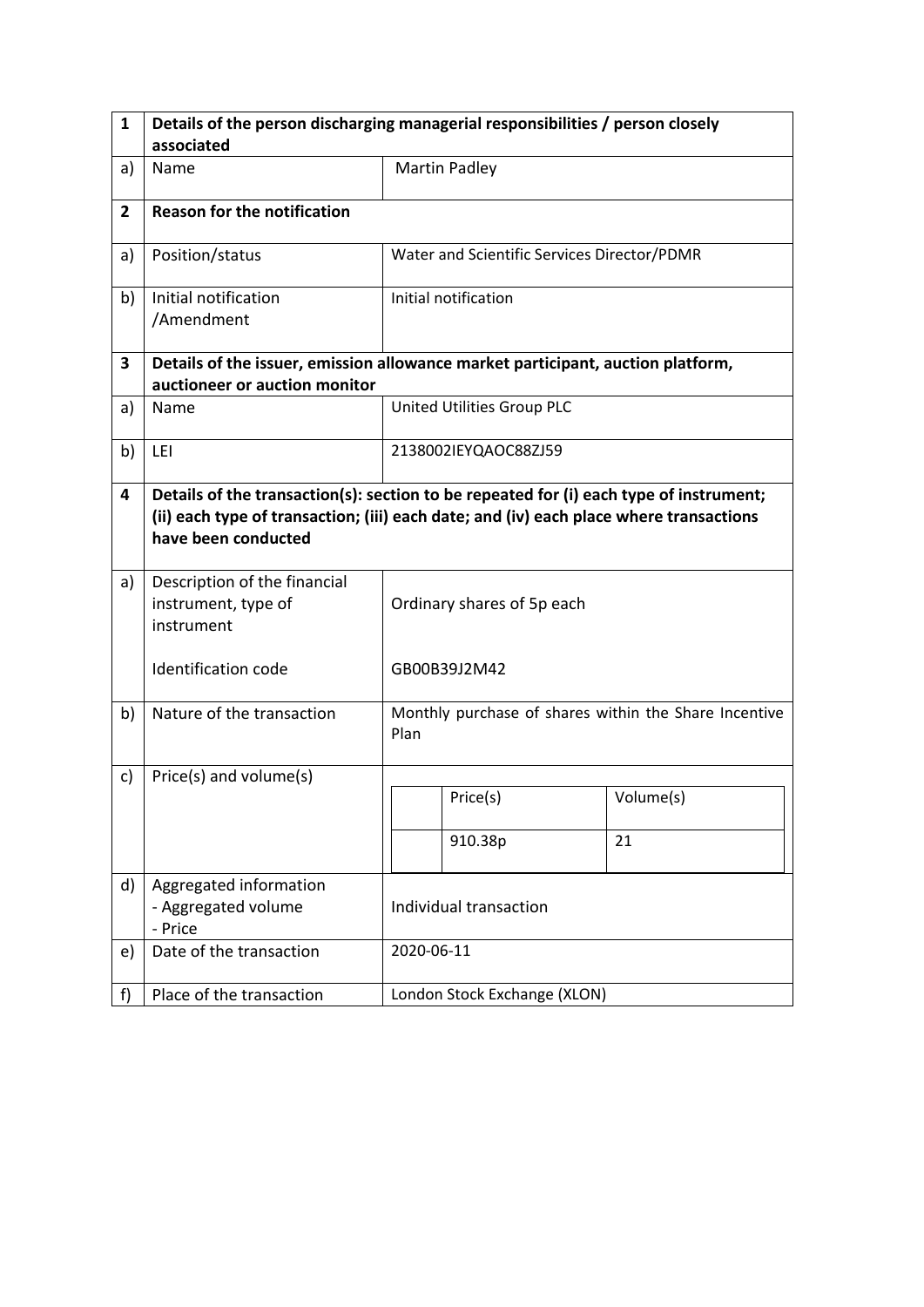| 1 | Details of the person discharging managerial responsibilities / person closely associated | |
|---|---|---|
| a) | Name | Martin Padley |
| **2** | **Reason for the notification** | |
| a) | Position/status | Water and Scientific Services Director/PDMR |
| b) | Initial notification /Amendment | Initial notification |
| **3** | **Details of the issuer, emission allowance market participant, auction platform, auctioneer or auction monitor** | |
| a) | Name | United Utilities Group PLC |
| b) | LEI | 2138002IEYQAOC88ZJ59 |
| **4** | **Details of the transaction(s): section to be repeated for (i) each type of instrument; (ii) each type of transaction; (iii) each date; and (iv) each place where transactions have been conducted** | |
| a) | Description of the financial instrument, type of instrument<br><br>Identification code | Ordinary shares of 5p each<br><br>GB00B39J2M42 |
| b) | Nature of the transaction | Monthly purchase of shares within the Share Incentive Plan |
| c) | Price(s) and volume(s) | Price(s): 910.38p<br>Volume(s): 21 |
| d) | Aggregated information<br>- Aggregated volume<br>- Price | Individual transaction |
| e) | Date of the transaction | 2020-06-11 |
| f) | Place of the transaction | London Stock Exchange (XLON) |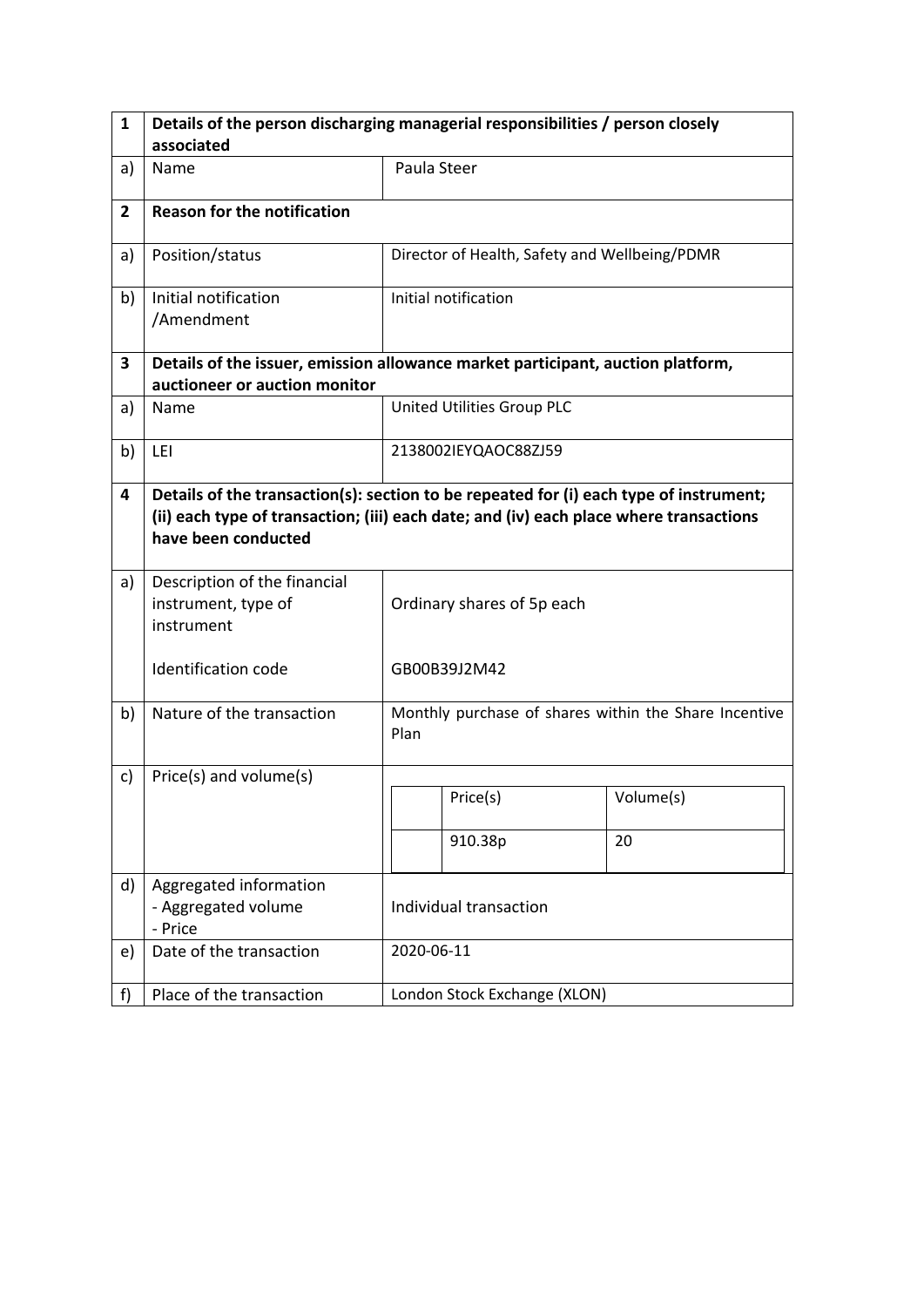| | | |
|---|---|---|
| **1** | **Details of the person discharging managerial responsibilities / person closely associated** | |
| a) | Name | Paula Steer |
| **2** | **Reason for the notification** | |
| a) | Position/status | Director of Health, Safety and Wellbeing/PDMR |
| b) | Initial notification /Amendment | Initial notification |
| **3** | **Details of the issuer, emission allowance market participant, auction platform, auctioneer or auction monitor** | |
| a) | Name | United Utilities Group PLC |
| b) | LEI | 2138002IEYQAOC88ZJ59 |
| **4** | **Details of the transaction(s): section to be repeated for (i) each type of instrument; (ii) each type of transaction; (iii) each date; and (iv) each place where transactions have been conducted** | |
| a) | Description of the financial instrument, type of instrument<br><br>Identification code | Ordinary shares of 5p each<br><br>GB00B39J2M42 |
| b) | Nature of the transaction | Monthly purchase of shares within the Share Incentive Plan |
| c) | Price(s) and volume(s) | Price(s): 910.38p — Volume(s): 20 |
| d) | Aggregated information<br>- Aggregated volume<br>- Price | Individual transaction |
| e) | Date of the transaction | 2020-06-11 |
| f) | Place of the transaction | London Stock Exchange (XLON) |